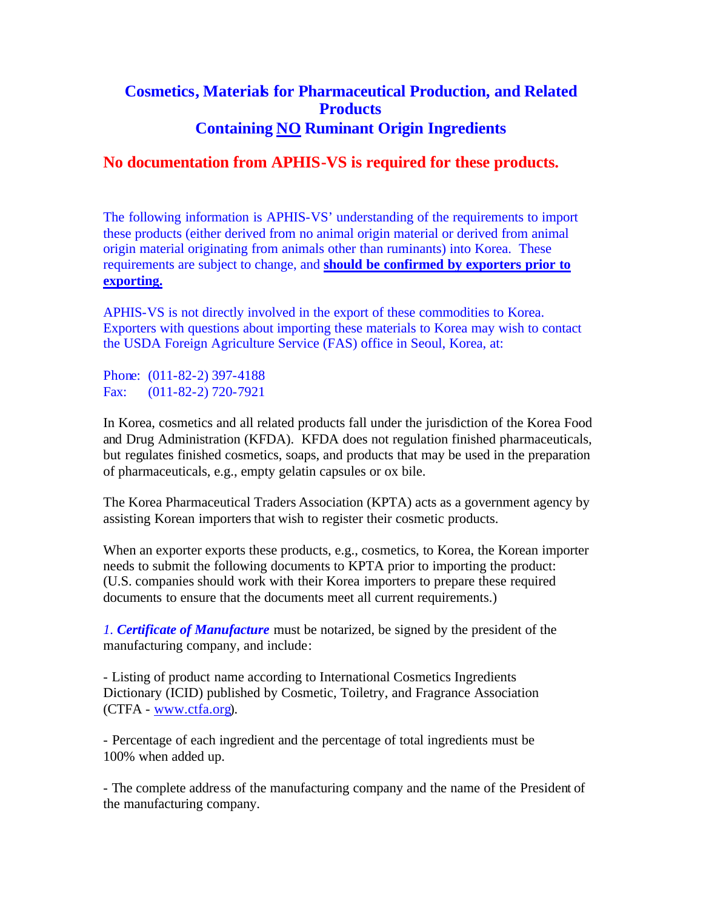# Cosmetics, Materials for Pharmaceutical Production, and Related Products Containing NO Ruminant Origin Ingredients

## No documentation from APHIS-VS is required for these products.

The following information is APHIS-VS' understanding of the requirements to import these products (either derived from no animal origin material or derived from animal origin material originating from animals other than ruminants) into Korea. These requirements are subject to change, and **should be confirmed by exporters prior to exporting.**

APHIS-VS is not directly involved in the export of these commodities to Korea. Exporters with questions about importing these materials to Korea may wish to contact the USDA Foreign Agriculture Service (FAS) office in Seoul, Korea, at:

Phone: (011-82-2) 397-4188
Fax: (011-82-2) 720-7921

In Korea, cosmetics and all related products fall under the jurisdiction of the Korea Food and Drug Administration (KFDA). KFDA does not regulation finished pharmaceuticals, but regulates finished cosmetics, soaps, and products that may be used in the preparation of pharmaceuticals, e.g., empty gelatin capsules or ox bile.

The Korea Pharmaceutical Traders Association (KPTA) acts as a government agency by assisting Korean importers that wish to register their cosmetic products.

When an exporter exports these products, e.g., cosmetics, to Korea, the Korean importer needs to submit the following documents to KPTA prior to importing the product: (U.S. companies should work with their Korea importers to prepare these required documents to ensure that the documents meet all current requirements.)

*1. **Certificate of Manufacture*** must be notarized, be signed by the president of the manufacturing company, and include:

- Listing of product name according to International Cosmetics Ingredients Dictionary (ICID) published by Cosmetic, Toiletry, and Fragrance Association (CTFA - www.ctfa.org).

- Percentage of each ingredient and the percentage of total ingredients must be 100% when added up.

- The complete address of the manufacturing company and the name of the President of the manufacturing company.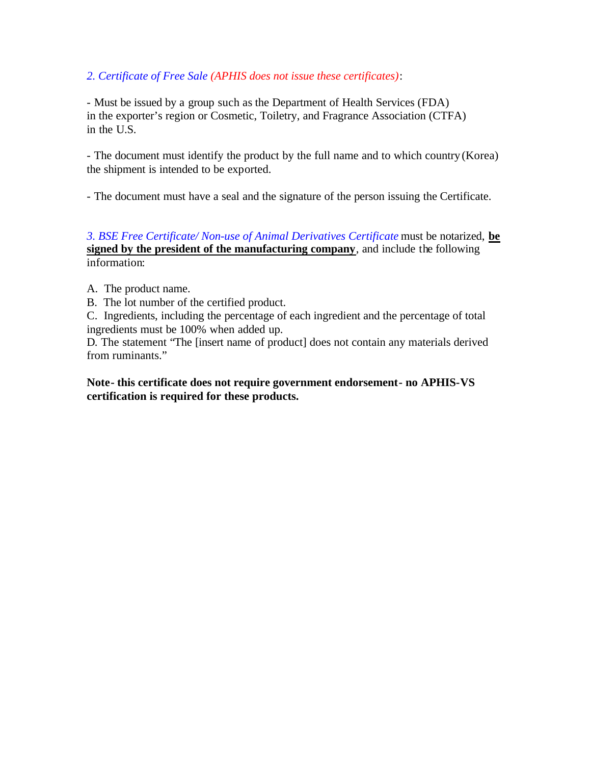*2. Certificate of Free Sale* *(APHIS does not issue these certificates)*:

- Must be issued by a group such as the Department of Health Services (FDA) in the exporter's region or Cosmetic, Toiletry, and Fragrance Association (CTFA) in the U.S.

- The document must identify the product by the full name and to which country (Korea) the shipment is intended to be exported.

- The document must have a seal and the signature of the person issuing the Certificate.

*3. BSE Free Certificate/ Non-use of Animal Derivatives Certificate* must be notarized, **be signed by the president of the manufacturing company**, and include the following information:

A. The product name.
B. The lot number of the certified product.
C. Ingredients, including the percentage of each ingredient and the percentage of total ingredients must be 100% when added up.
D. The statement "The [insert name of product] does not contain any materials derived from ruminants."

**Note- this certificate does not require government endorsement- no APHIS-VS certification is required for these products.**